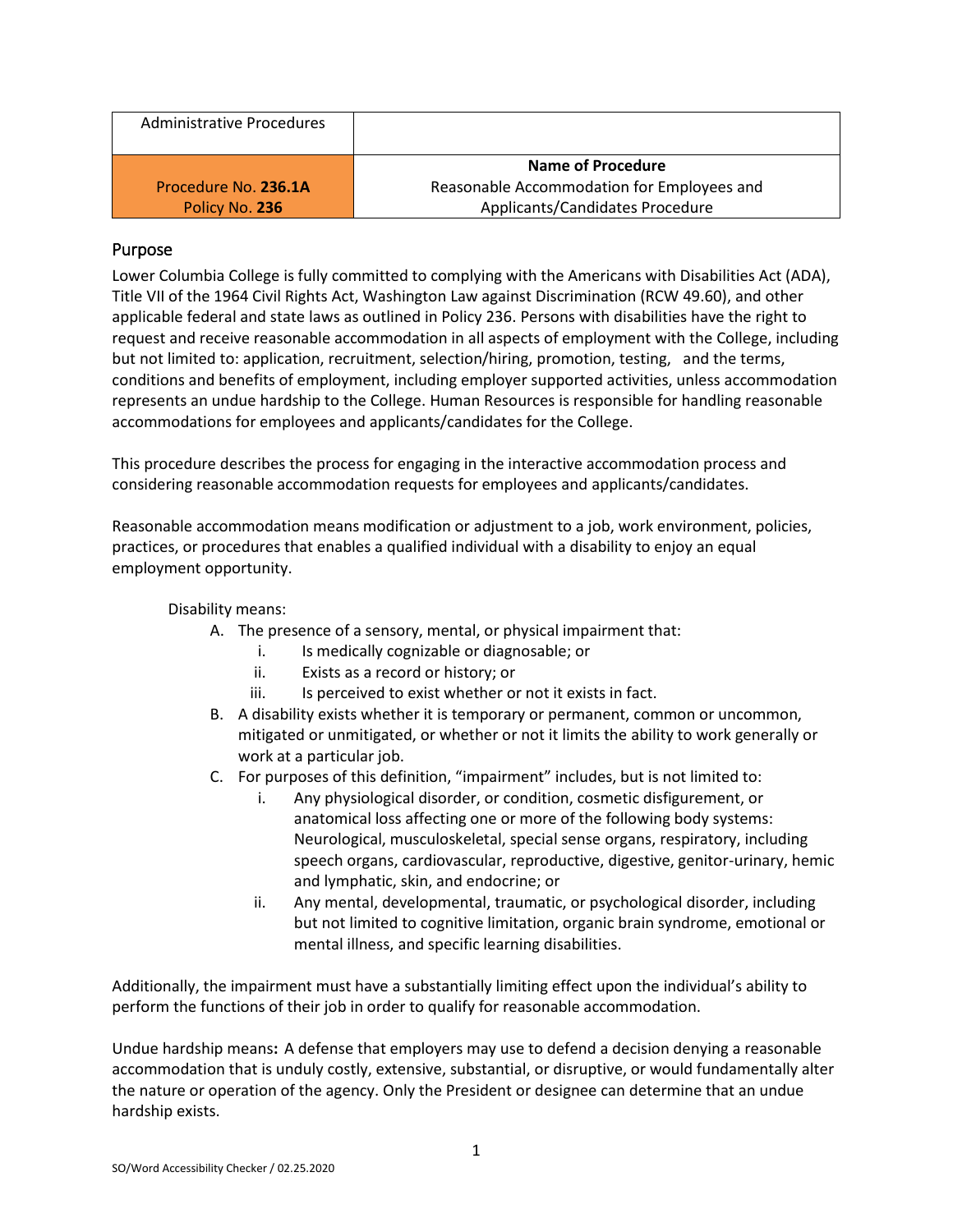| Administrative Procedures | |
|---|---|
| Procedure No. **236.1A**<br>Policy No. **236** | **Name of Procedure**<br>Reasonable Accommodation for Employees and Applicants/Candidates Procedure |

## Purpose

Lower Columbia College is fully committed to complying with the Americans with Disabilities Act (ADA), Title VII of the 1964 Civil Rights Act, Washington Law against Discrimination (RCW 49.60), and other applicable federal and state laws as outlined in Policy 236. Persons with disabilities have the right to request and receive reasonable accommodation in all aspects of employment with the College, including but not limited to: application, recruitment, selection/hiring, promotion, testing, and the terms, conditions and benefits of employment, including employer supported activities, unless accommodation represents an undue hardship to the College. Human Resources is responsible for handling reasonable accommodations for employees and applicants/candidates for the College.

This procedure describes the process for engaging in the interactive accommodation process and considering reasonable accommodation requests for employees and applicants/candidates.

Reasonable accommodation means modification or adjustment to a job, work environment, policies, practices, or procedures that enables a qualified individual with a disability to enjoy an equal employment opportunity.

Disability means:

A. The presence of a sensory, mental, or physical impairment that:
   i. Is medically cognizable or diagnosable; or
   ii. Exists as a record or history; or
   iii. Is perceived to exist whether or not it exists in fact.
B. A disability exists whether it is temporary or permanent, common or uncommon, mitigated or unmitigated, or whether or not it limits the ability to work generally or work at a particular job.
C. For purposes of this definition, "impairment" includes, but is not limited to:
   i. Any physiological disorder, or condition, cosmetic disfigurement, or anatomical loss affecting one or more of the following body systems: Neurological, musculoskeletal, special sense organs, respiratory, including speech organs, cardiovascular, reproductive, digestive, genitor-urinary, hemic and lymphatic, skin, and endocrine; or
   ii. Any mental, developmental, traumatic, or psychological disorder, including but not limited to cognitive limitation, organic brain syndrome, emotional or mental illness, and specific learning disabilities.

Additionally, the impairment must have a substantially limiting effect upon the individual's ability to perform the functions of their job in order to qualify for reasonable accommodation.

Undue hardship means**:** A defense that employers may use to defend a decision denying a reasonable accommodation that is unduly costly, extensive, substantial, or disruptive, or would fundamentally alter the nature or operation of the agency. Only the President or designee can determine that an undue hardship exists.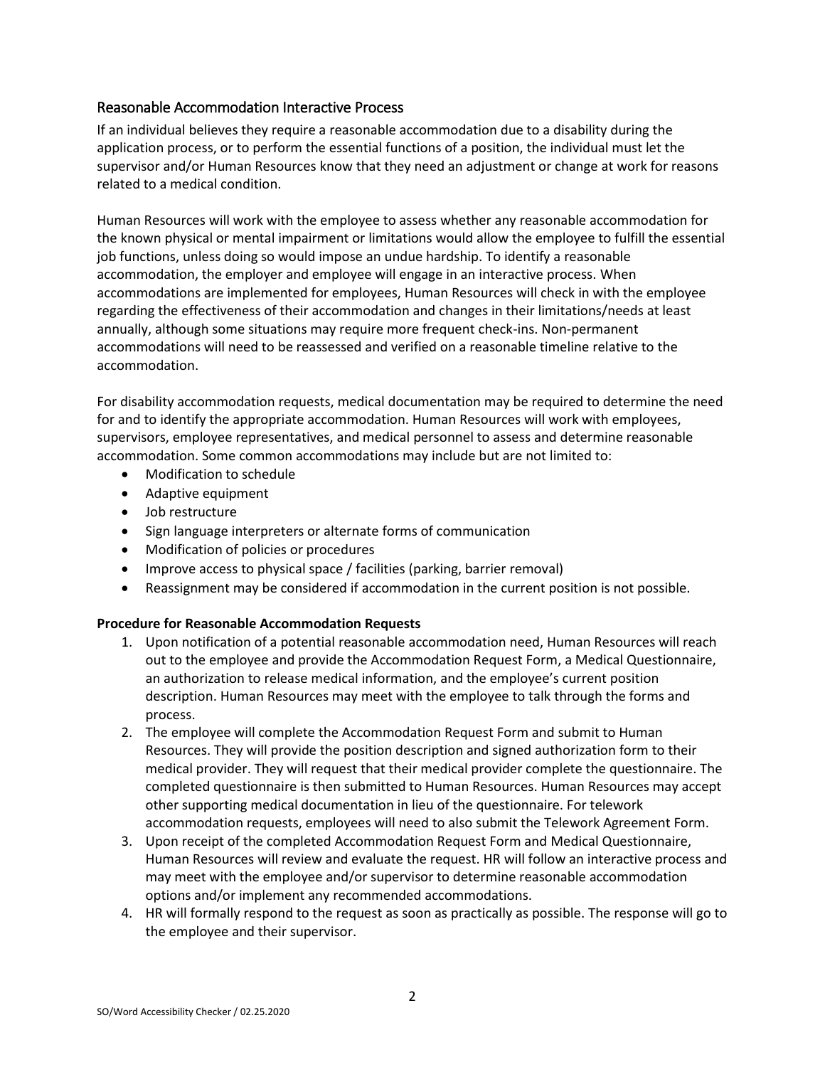## Reasonable Accommodation Interactive Process

If an individual believes they require a reasonable accommodation due to a disability during the application process, or to perform the essential functions of a position, the individual must let the supervisor and/or Human Resources know that they need an adjustment or change at work for reasons related to a medical condition.

Human Resources will work with the employee to assess whether any reasonable accommodation for the known physical or mental impairment or limitations would allow the employee to fulfill the essential job functions, unless doing so would impose an undue hardship. To identify a reasonable accommodation, the employer and employee will engage in an interactive process. When accommodations are implemented for employees, Human Resources will check in with the employee regarding the effectiveness of their accommodation and changes in their limitations/needs at least annually, although some situations may require more frequent check-ins. Non-permanent accommodations will need to be reassessed and verified on a reasonable timeline relative to the accommodation.

For disability accommodation requests, medical documentation may be required to determine the need for and to identify the appropriate accommodation. Human Resources will work with employees, supervisors, employee representatives, and medical personnel to assess and determine reasonable accommodation. Some common accommodations may include but are not limited to:

- Modification to schedule
- Adaptive equipment
- Job restructure
- Sign language interpreters or alternate forms of communication
- Modification of policies or procedures
- Improve access to physical space / facilities (parking, barrier removal)
- Reassignment may be considered if accommodation in the current position is not possible.

**Procedure for Reasonable Accommodation Requests**

1. Upon notification of a potential reasonable accommodation need, Human Resources will reach out to the employee and provide the Accommodation Request Form, a Medical Questionnaire, an authorization to release medical information, and the employee's current position description. Human Resources may meet with the employee to talk through the forms and process.
2. The employee will complete the Accommodation Request Form and submit to Human Resources. They will provide the position description and signed authorization form to their medical provider. They will request that their medical provider complete the questionnaire. The completed questionnaire is then submitted to Human Resources. Human Resources may accept other supporting medical documentation in lieu of the questionnaire. For telework accommodation requests, employees will need to also submit the Telework Agreement Form.
3. Upon receipt of the completed Accommodation Request Form and Medical Questionnaire, Human Resources will review and evaluate the request. HR will follow an interactive process and may meet with the employee and/or supervisor to determine reasonable accommodation options and/or implement any recommended accommodations.
4. HR will formally respond to the request as soon as practically as possible. The response will go to the employee and their supervisor.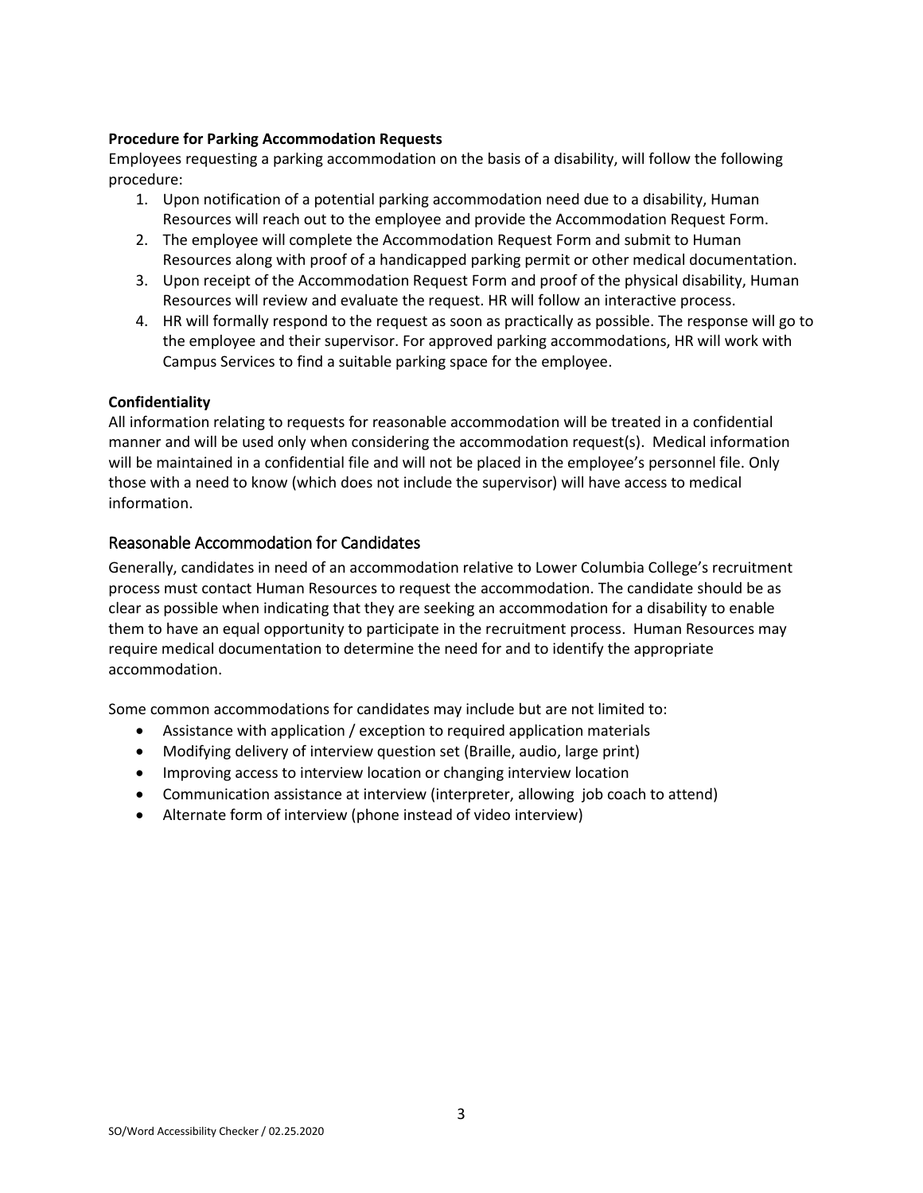**Procedure for Parking Accommodation Requests**

Employees requesting a parking accommodation on the basis of a disability, will follow the following procedure:

1. Upon notification of a potential parking accommodation need due to a disability, Human Resources will reach out to the employee and provide the Accommodation Request Form.
2. The employee will complete the Accommodation Request Form and submit to Human Resources along with proof of a handicapped parking permit or other medical documentation.
3. Upon receipt of the Accommodation Request Form and proof of the physical disability, Human Resources will review and evaluate the request. HR will follow an interactive process.
4. HR will formally respond to the request as soon as practically as possible. The response will go to the employee and their supervisor. For approved parking accommodations, HR will work with Campus Services to find a suitable parking space for the employee.

**Confidentiality**

All information relating to requests for reasonable accommodation will be treated in a confidential manner and will be used only when considering the accommodation request(s). Medical information will be maintained in a confidential file and will not be placed in the employee's personnel file. Only those with a need to know (which does not include the supervisor) will have access to medical information.

## Reasonable Accommodation for Candidates

Generally, candidates in need of an accommodation relative to Lower Columbia College's recruitment process must contact Human Resources to request the accommodation. The candidate should be as clear as possible when indicating that they are seeking an accommodation for a disability to enable them to have an equal opportunity to participate in the recruitment process. Human Resources may require medical documentation to determine the need for and to identify the appropriate accommodation.

Some common accommodations for candidates may include but are not limited to:

- Assistance with application / exception to required application materials
- Modifying delivery of interview question set (Braille, audio, large print)
- Improving access to interview location or changing interview location
- Communication assistance at interview (interpreter, allowing job coach to attend)
- Alternate form of interview (phone instead of video interview)

SO/Word Accessibility Checker / 02.25.2020